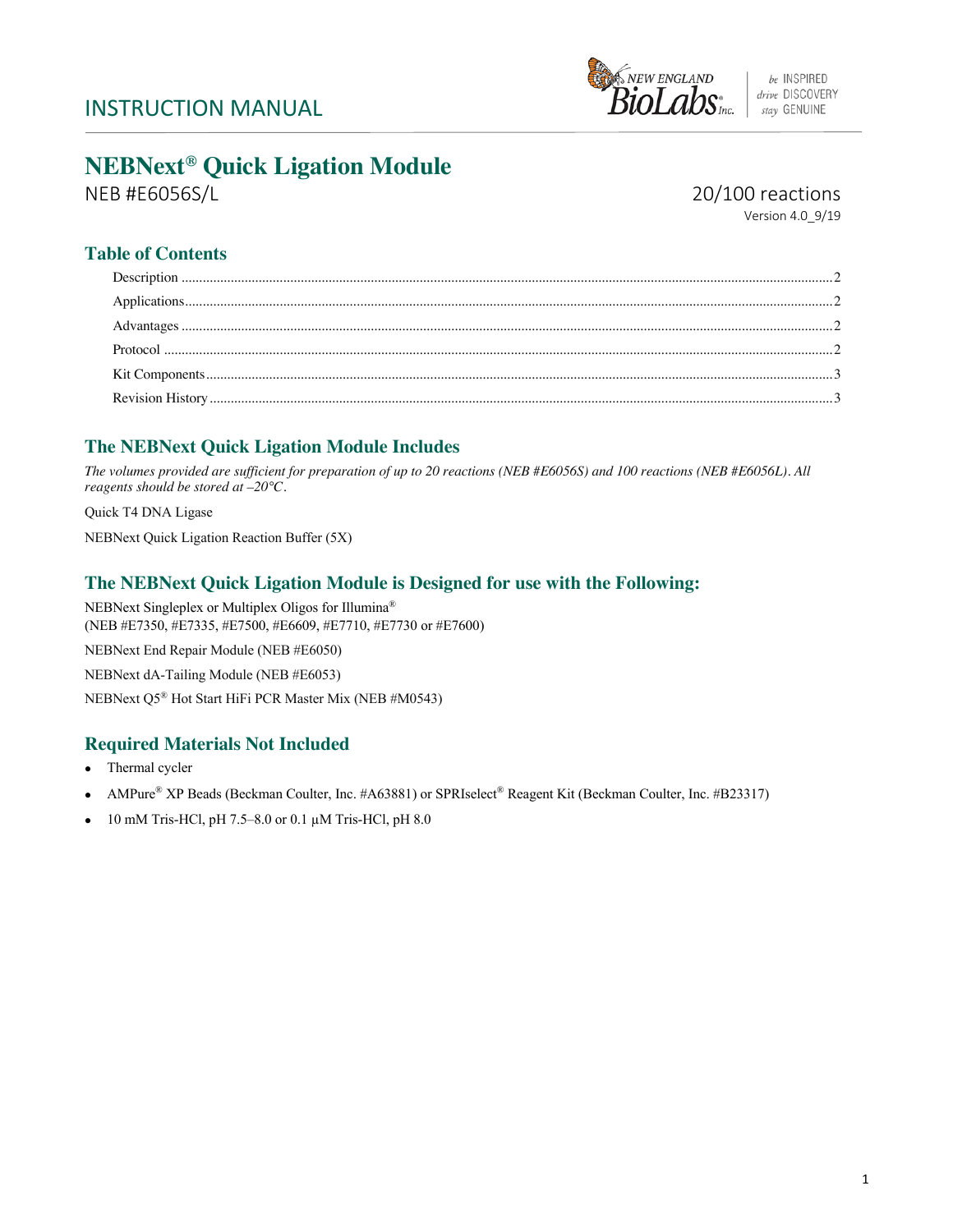INSTRUCTION MANUAL

# NEBNext® Quick Ligation Module

NEB #E6056S/L

20/100 reactions

Version 4.0_9/19

## Table of Contents

Description ........................................................................................................ 2

Applications ....................................................................................................... 2

Advantages ........................................................................................................ 2

Protocol ............................................................................................................. 2

Kit Components ................................................................................................ 3

Revision History ................................................................................................ 3

## The NEBNext Quick Ligation Module Includes

*The volumes provided are sufficient for preparation of up to 20 reactions (NEB #E6056S) and 100 reactions (NEB #E6056L). All reagents should be stored at –20°C.*

Quick T4 DNA Ligase

NEBNext Quick Ligation Reaction Buffer (5X)

## The NEBNext Quick Ligation Module is Designed for use with the Following:

NEBNext Singleplex or Multiplex Oligos for Illumina®
(NEB #E7350, #E7335, #E7500, #E6609, #E7710, #E7730 or #E7600)

NEBNext End Repair Module (NEB #E6050)

NEBNext dA-Tailing Module (NEB #E6053)

NEBNext Q5® Hot Start HiFi PCR Master Mix (NEB #M0543)

## Required Materials Not Included

- Thermal cycler
- AMPure® XP Beads (Beckman Coulter, Inc. #A63881) or SPRIselect® Reagent Kit (Beckman Coulter, Inc. #B23317)
- 10 mM Tris-HCl, pH 7.5–8.0 or 0.1 µM Tris-HCl, pH 8.0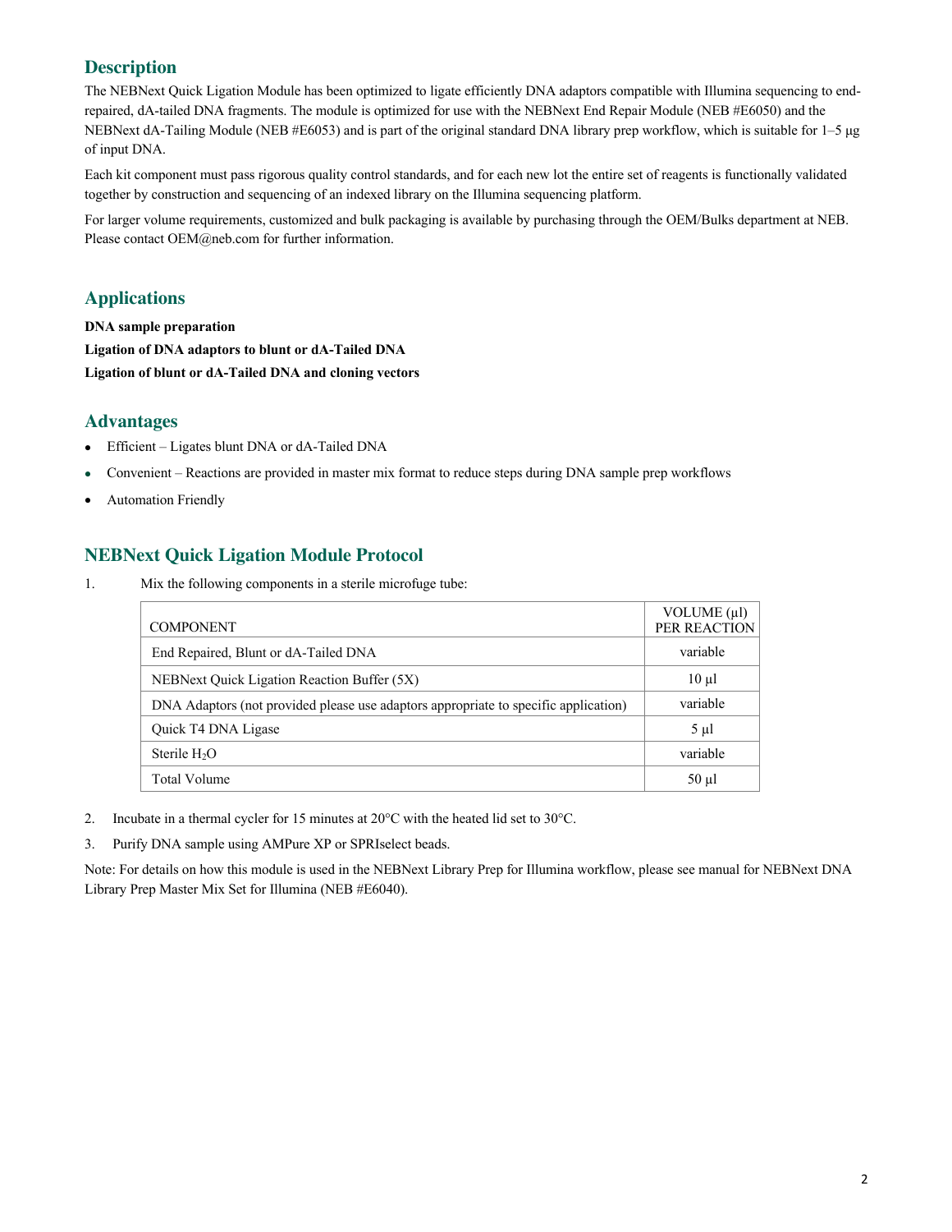## Description

The NEBNext Quick Ligation Module has been optimized to ligate efficiently DNA adaptors compatible with Illumina sequencing to end-repaired, dA-tailed DNA fragments. The module is optimized for use with the NEBNext End Repair Module (NEB #E6050) and the NEBNext dA-Tailing Module (NEB #E6053) and is part of the original standard DNA library prep workflow, which is suitable for 1–5 μg of input DNA.

Each kit component must pass rigorous quality control standards, and for each new lot the entire set of reagents is functionally validated together by construction and sequencing of an indexed library on the Illumina sequencing platform.

For larger volume requirements, customized and bulk packaging is available by purchasing through the OEM/Bulks department at NEB. Please contact OEM@neb.com for further information.

## Applications

**DNA sample preparation**

**Ligation of DNA adaptors to blunt or dA-Tailed DNA**

**Ligation of blunt or dA-Tailed DNA and cloning vectors**

## Advantages

- Efficient – Ligates blunt DNA or dA-Tailed DNA
- Convenient – Reactions are provided in master mix format to reduce steps during DNA sample prep workflows
- Automation Friendly

## NEBNext Quick Ligation Module Protocol

1. Mix the following components in a sterile microfuge tube:

| COMPONENT | VOLUME (μl) PER REACTION |
| --- | --- |
| End Repaired, Blunt or dA-Tailed DNA | variable |
| NEBNext Quick Ligation Reaction Buffer (5X) | 10 μl |
| DNA Adaptors (not provided please use adaptors appropriate to specific application) | variable |
| Quick T4 DNA Ligase | 5 μl |
| Sterile $H_2O$ | variable |
| Total Volume | 50 μl |

2. Incubate in a thermal cycler for 15 minutes at 20°C with the heated lid set to 30°C.
3. Purify DNA sample using AMPure XP or SPRIselect beads.

Note: For details on how this module is used in the NEBNext Library Prep for Illumina workflow, please see manual for NEBNext DNA Library Prep Master Mix Set for Illumina (NEB #E6040).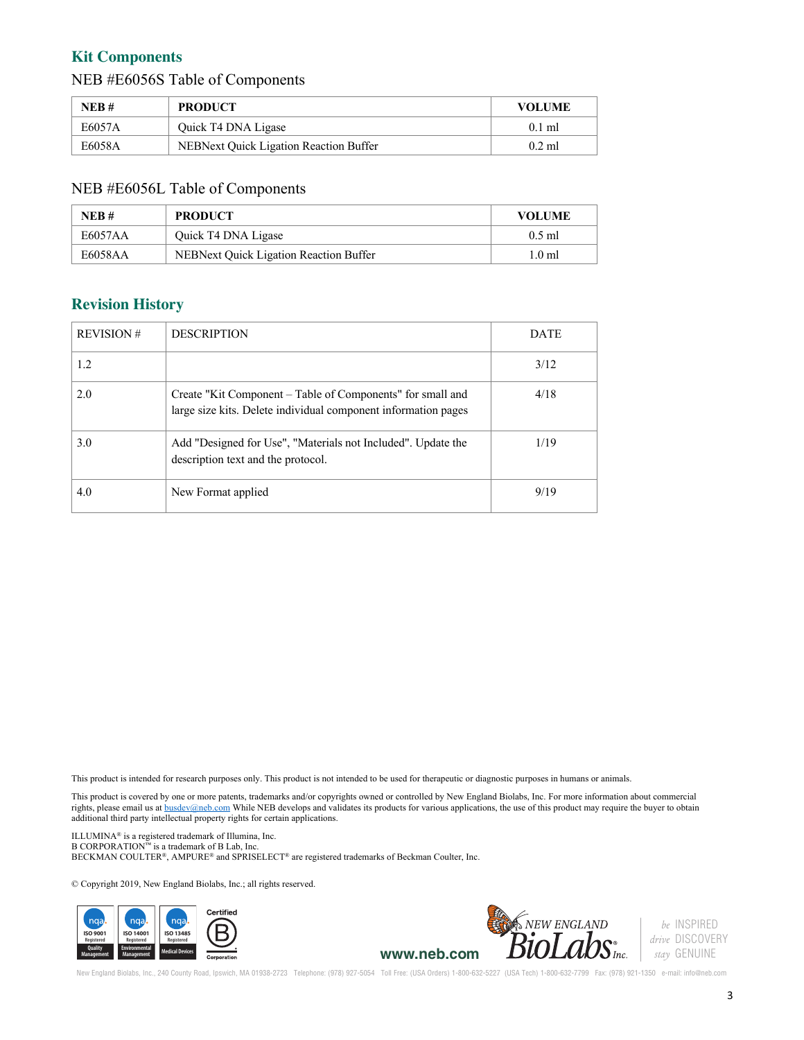## Kit Components

### NEB #E6056S Table of Components

| NEB # | PRODUCT | VOLUME |
|---|---|---|
| E6057A | Quick T4 DNA Ligase | 0.1 ml |
| E6058A | NEBNext Quick Ligation Reaction Buffer | 0.2 ml |

### NEB #E6056L Table of Components

| NEB # | PRODUCT | VOLUME |
|---|---|---|
| E6057AA | Quick T4 DNA Ligase | 0.5 ml |
| E6058AA | NEBNext Quick Ligation Reaction Buffer | 1.0 ml |

## Revision History

| REVISION # | DESCRIPTION | DATE |
|---|---|---|
| 1.2 | | 3/12 |
| 2.0 | Create "Kit Component – Table of Components" for small and large size kits. Delete individual component information pages | 4/18 |
| 3.0 | Add "Designed for Use", "Materials not Included". Update the description text and the protocol. | 1/19 |
| 4.0 | New Format applied | 9/19 |

This product is intended for research purposes only. This product is not intended to be used for therapeutic or diagnostic purposes in humans or animals.

This product is covered by one or more patents, trademarks and/or copyrights owned or controlled by New England Biolabs, Inc. For more information about commercial rights, please email us at busdev@neb.com While NEB develops and validates its products for various applications, the use of this product may require the buyer to obtain additional third party intellectual property rights for certain applications.

ILLUMINA® is a registered trademark of Illumina, Inc.
B CORPORATION™ is a trademark of B Lab, Inc.
BECKMAN COULTER®, AMPURE® and SPRISELECT® are registered trademarks of Beckman Coulter, Inc.

© Copyright 2019, New England Biolabs, Inc.; all rights reserved.

www.neb.com

New England Biolabs, Inc., 240 County Road, Ipswich, MA 01938-2723 Telephone: (978) 927-5054 Toll Free: (USA Orders) 1-800-632-5227 (USA Tech) 1-800-632-7799 Fax: (978) 921-1350 e-mail: info@neb.com